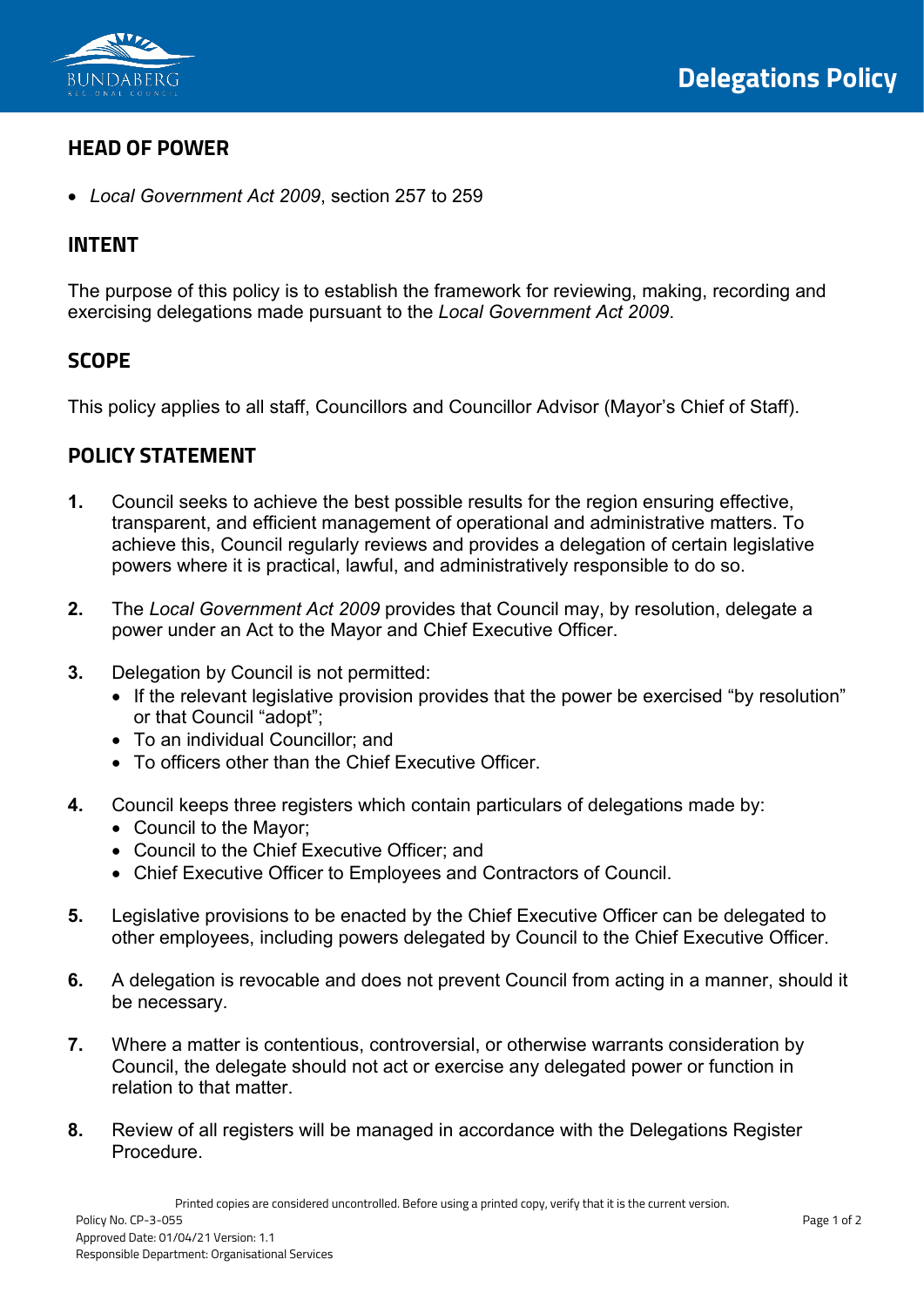# Delegations Policy

## HEAD OF POWER

- *Local Government Act 2009*, section 257 to 259

## INTENT

The purpose of this policy is to establish the framework for reviewing, making, recording and exercising delegations made pursuant to the *Local Government Act 2009*.

## SCOPE

This policy applies to all staff, Councillors and Councillor Advisor (Mayor's Chief of Staff).

## POLICY STATEMENT

**1.** Council seeks to achieve the best possible results for the region ensuring effective, transparent, and efficient management of operational and administrative matters. To achieve this, Council regularly reviews and provides a delegation of certain legislative powers where it is practical, lawful, and administratively responsible to do so.

**2.** The *Local Government Act 2009* provides that Council may, by resolution, delegate a power under an Act to the Mayor and Chief Executive Officer.

**3.** Delegation by Council is not permitted:
   - If the relevant legislative provision provides that the power be exercised "by resolution" or that Council "adopt";
   - To an individual Councillor; and
   - To officers other than the Chief Executive Officer.

**4.** Council keeps three registers which contain particulars of delegations made by:
   - Council to the Mayor;
   - Council to the Chief Executive Officer; and
   - Chief Executive Officer to Employees and Contractors of Council.

**5.** Legislative provisions to be enacted by the Chief Executive Officer can be delegated to other employees, including powers delegated by Council to the Chief Executive Officer.

**6.** A delegation is revocable and does not prevent Council from acting in a manner, should it be necessary.

**7.** Where a matter is contentious, controversial, or otherwise warrants consideration by Council, the delegate should not act or exercise any delegated power or function in relation to that matter.

**8.** Review of all registers will be managed in accordance with the Delegations Register Procedure.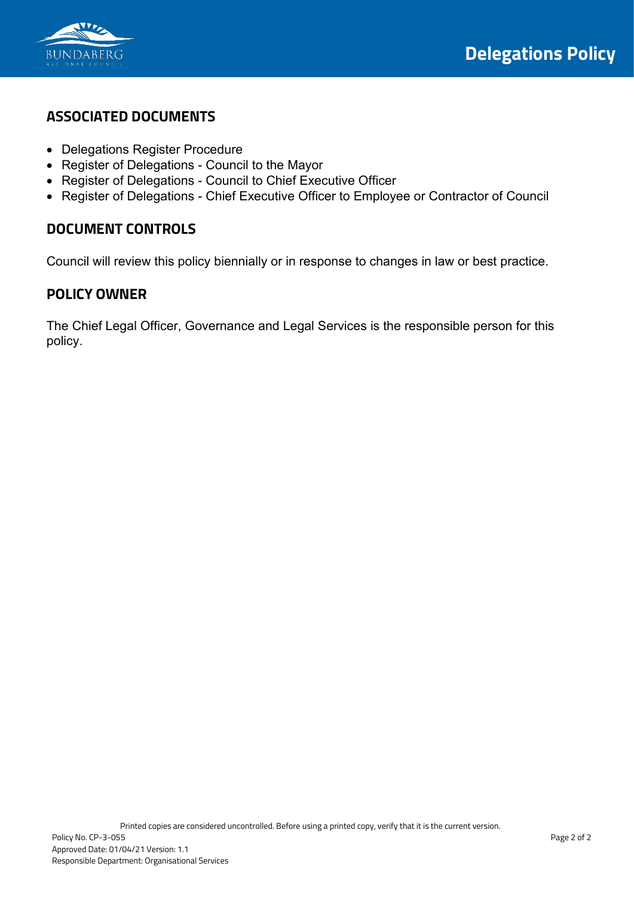## ASSOCIATED DOCUMENTS

- Delegations Register Procedure
- Register of Delegations - Council to the Mayor
- Register of Delegations - Council to Chief Executive Officer
- Register of Delegations - Chief Executive Officer to Employee or Contractor of Council

## DOCUMENT CONTROLS

Council will review this policy biennially or in response to changes in law or best practice.

## POLICY OWNER

The Chief Legal Officer, Governance and Legal Services is the responsible person for this policy.